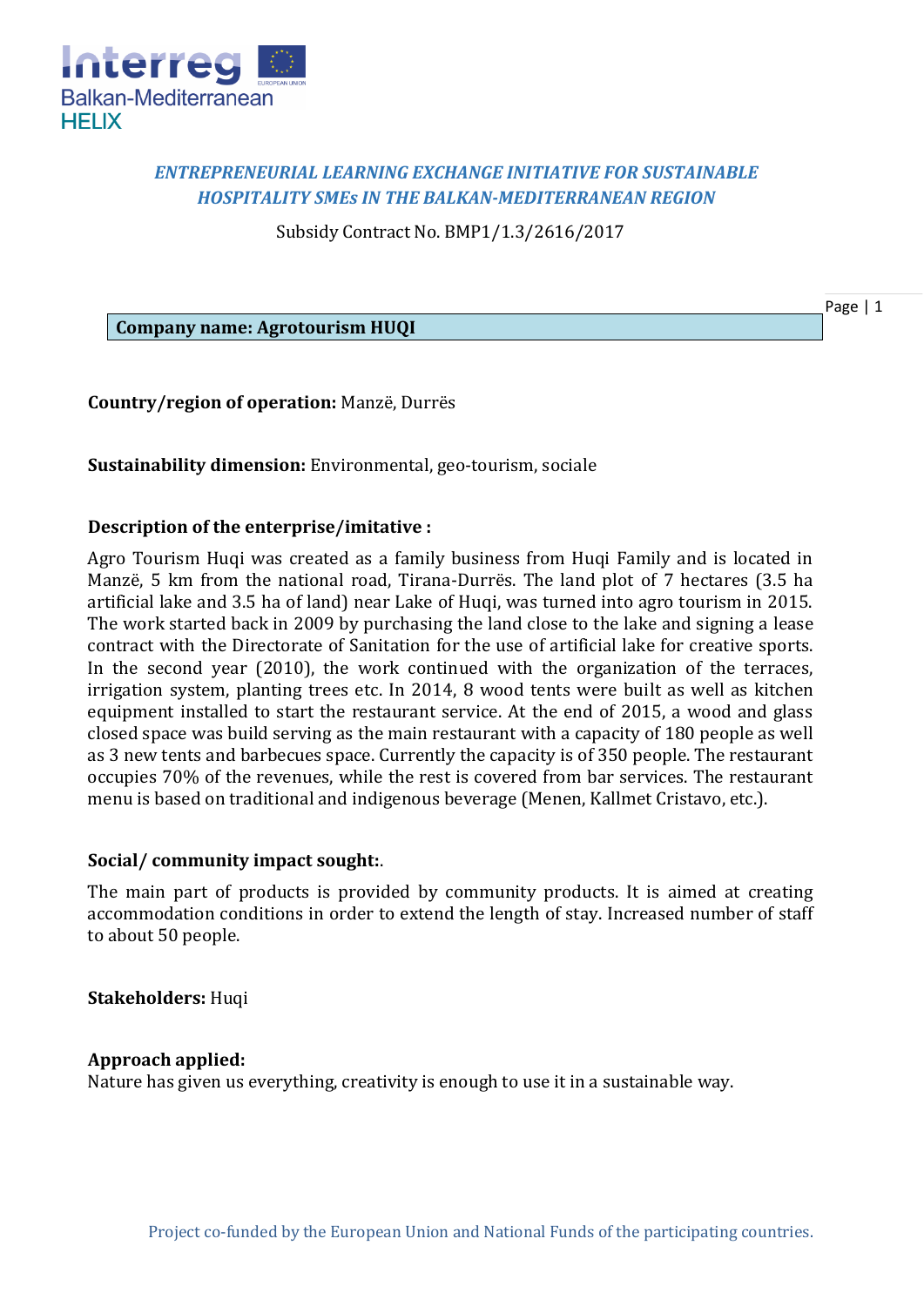***ENTREPRENEURIAL LEARNING EXCHANGE INITIATIVE FOR SUSTAINABLE HOSPITALITY SMEs IN THE BALKAN-MEDITERRANEAN REGION***

Subsidy Contract No. BMP1/1.3/2616/2017

**Company name: Agrotourism HUQI**

**Country/region of operation:** Manzë, Durrës

**Sustainability dimension:** Environmental, geo-tourism, sociale

**Description of the enterprise/imitative :**

Agro Tourism Huqi was created as a family business from Huqi Family and is located in Manzë, 5 km from the national road, Tirana-Durrës. The land plot of 7 hectares (3.5 ha artificial lake and 3.5 ha of land) near Lake of Huqi, was turned into agro tourism in 2015. The work started back in 2009 by purchasing the land close to the lake and signing a lease contract with the Directorate of Sanitation for the use of artificial lake for creative sports. In the second year (2010), the work continued with the organization of the terraces, irrigation system, planting trees etc. In 2014, 8 wood tents were built as well as kitchen equipment installed to start the restaurant service. At the end of 2015, a wood and glass closed space was build serving as the main restaurant with a capacity of 180 people as well as 3 new tents and barbecues space. Currently the capacity is of 350 people. The restaurant occupies 70% of the revenues, while the rest is covered from bar services. The restaurant menu is based on traditional and indigenous beverage (Menen, Kallmet Cristavo, etc.).

**Social/ community impact sought:**.

The main part of products is provided by community products. It is aimed at creating accommodation conditions in order to extend the length of stay. Increased number of staff to about 50 people.

**Stakeholders:** Huqi

**Approach applied:**

Nature has given us everything, creativity is enough to use it in a sustainable way.

Project co-funded by the European Union and National Funds of the participating countries.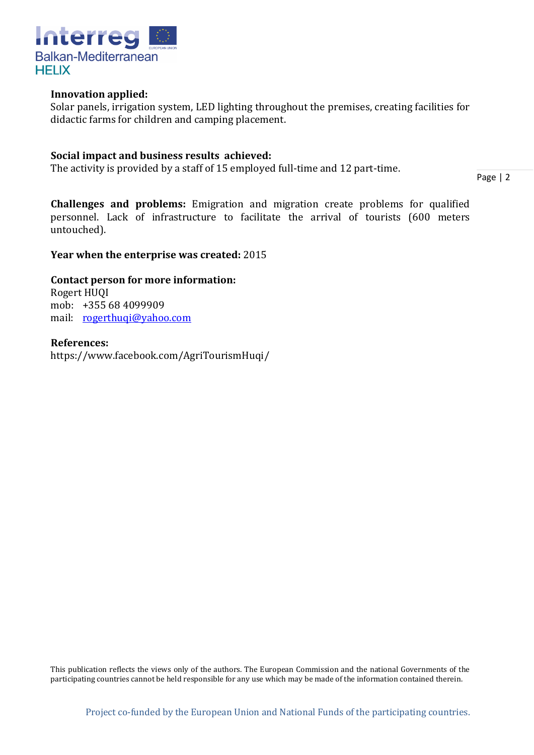**Innovation applied:**
Solar panels, irrigation system, LED lighting throughout the premises, creating facilities for didactic farms for children and camping placement.

**Social impact and business results achieved:**
The activity is provided by a staff of 15 employed full-time and 12 part-time.

**Challenges and problems:** Emigration and migration create problems for qualified personnel. Lack of infrastructure to facilitate the arrival of tourists (600 meters untouched).

**Year when the enterprise was created:** 2015

**Contact person for more information:**
Rogert HUQI
mob: +355 68 4099909
mail: [rogerthuqi@yahoo.com](mailto:rogerthuqi@yahoo.com)

**References:**
https://www.facebook.com/AgriTourismHuqi/

This publication reflects the views only of the authors. The European Commission and the national Governments of the participating countries cannot be held responsible for any use which may be made of the information contained therein.

Project co-funded by the European Union and National Funds of the participating countries.